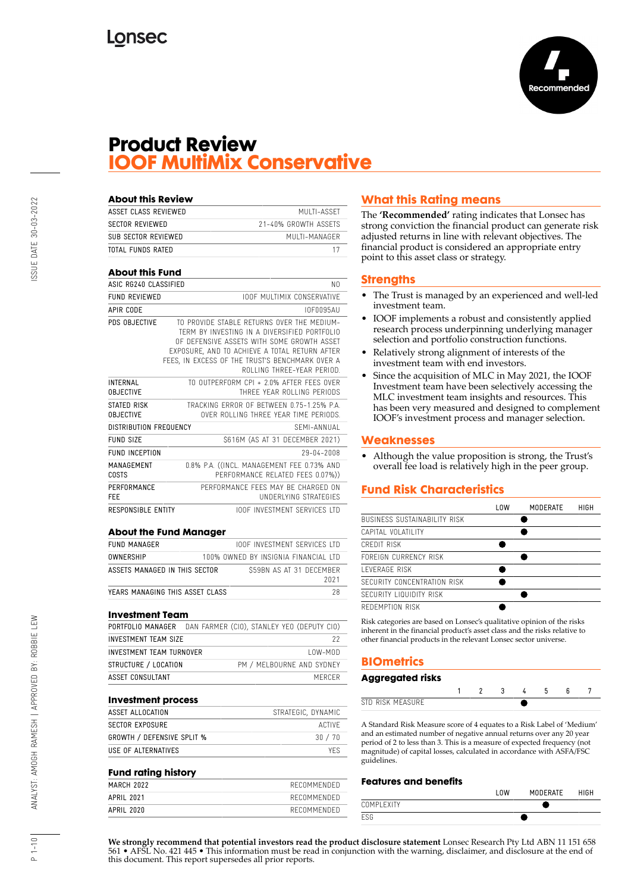Lonsec

Recommended

# Product Review
## IOOF MultiMix Conservative

### About this Review

| | |
|---|---|
| ASSET CLASS REVIEWED | MULTI-ASSET |
| SECTOR REVIEWED | 21-40% GROWTH ASSETS |
| SUB SECTOR REVIEWED | MULTI-MANAGER |
| TOTAL FUNDS RATED | 17 |

### About this Fund

| | |
|---|---|
| ASIC RG240 CLASSIFIED | NO |
| FUND REVIEWED | IOOF MULTIMIX CONSERVATIVE |
| APIR CODE | IOF0095AU |
| PDS OBJECTIVE | TO PROVIDE STABLE RETURNS OVER THE MEDIUM-TERM BY INVESTING IN A DIVERSIFIED PORTFOLIO OF DEFENSIVE ASSETS WITH SOME GROWTH ASSET EXPOSURE, AND TO ACHIEVE A TOTAL RETURN AFTER FEES, IN EXCESS OF THE TRUST'S BENCHMARK OVER A ROLLING THREE-YEAR PERIOD. |
| INTERNAL OBJECTIVE | TO OUTPERFORM CPI + 2.0% AFTER FEES OVER THREE YEAR ROLLING PERIODS |
| STATED RISK OBJECTIVE | TRACKING ERROR OF BETWEEN 0.75-1.25% P.A. OVER ROLLING THREE YEAR TIME PERIODS. |
| DISTRIBUTION FREQUENCY | SEMI-ANNUAL |
| FUND SIZE | $616M (AS AT 31 DECEMBER 2021) |
| FUND INCEPTION | 29-04-2008 |
| MANAGEMENT COSTS | 0.8% P.A. ((INCL. MANAGEMENT FEE 0.73% AND PERFORMANCE RELATED FEES 0.07%)) |
| PERFORMANCE FEE | PERFORMANCE FEES MAY BE CHARGED ON UNDERLYING STRATEGIES |
| RESPONSIBLE ENTITY | IOOF INVESTMENT SERVICES LTD |

### About the Fund Manager

| | |
|---|---|
| FUND MANAGER | IOOF INVESTMENT SERVICES LTD |
| OWNERSHIP | 100% OWNED BY INSIGNIA FINANCIAL LTD |
| ASSETS MANAGED IN THIS SECTOR | $59BN AS AT 31 DECEMBER 2021 |
| YEARS MANAGING THIS ASSET CLASS | 28 |

### Investment Team

| | |
|---|---|
| PORTFOLIO MANAGER | DAN FARMER (CIO), STANLEY YEO (DEPUTY CIO) |
| INVESTMENT TEAM SIZE | 22 |
| INVESTMENT TEAM TURNOVER | LOW-MOD |
| STRUCTURE / LOCATION | PM / MELBOURNE AND SYDNEY |
| ASSET CONSULTANT | MERCER |

### Investment process

| | |
|---|---|
| ASSET ALLOCATION | STRATEGIC, DYNAMIC |
| SECTOR EXPOSURE | ACTIVE |
| GROWTH / DEFENSIVE SPLIT % | 30 / 70 |
| USE OF ALTERNATIVES | YES |

### Fund rating history

| | |
|---|---|
| MARCH 2022 | RECOMMENDED |
| APRIL 2021 | RECOMMENDED |
| APRIL 2020 | RECOMMENDED |

## What this Rating means

The **'Recommended'** rating indicates that Lonsec has strong conviction the financial product can generate risk adjusted returns in line with relevant objectives. The financial product is considered an appropriate entry point to this asset class or strategy.

## Strengths

- The Trust is managed by an experienced and well-led investment team.
- IOOF implements a robust and consistently applied research process underpinning underlying manager selection and portfolio construction functions.
- Relatively strong alignment of interests of the investment team with end investors.
- Since the acquisition of MLC in May 2021, the IOOF Investment team have been selectively accessing the MLC investment team insights and resources. This has been very measured and designed to complement IOOF's investment process and manager selection.

## Weaknesses

- Although the value proposition is strong, the Trust's overall fee load is relatively high in the peer group.

## Fund Risk Characteristics

| | LOW | MODERATE | HIGH |
|---|---|---|---|
| BUSINESS SUSTAINABILITY RISK | | ● | |
| CAPITAL VOLATILITY | | ● | |
| CREDIT RISK | ● | | |
| FOREIGN CURRENCY RISK | | ● | |
| LEVERAGE RISK | ● | | |
| SECURITY CONCENTRATION RISK | ● | | |
| SECURITY LIQUIDITY RISK | | ● | |
| REDEMPTION RISK | ● | | |

Risk categories are based on Lonsec's qualitative opinion of the risks inherent in the financial product's asset class and the risks relative to other financial products in the relevant Lonsec sector universe.

## BIOmetrics

### Aggregated risks

| | 1 | 2 | 3 | 4 | 5 | 6 | 7 |
|---|---|---|---|---|---|---|---|
| STD RISK MEASURE | | | | ● | | | |

A Standard Risk Measure score of 4 equates to a Risk Label of 'Medium' and an estimated number of negative annual returns over any 20 year period of 2 to less than 3. This is a measure of expected frequency (not magnitude) of capital losses, calculated in accordance with ASFA/FSC guidelines.

### Features and benefits

| | LOW | MODERATE | HIGH |
|---|---|---|---|
| COMPLEXITY | | ● | |
| ESG | | ● | |

**We strongly recommend that potential investors read the product disclosure statement** Lonsec Research Pty Ltd ABN 11 151 658 561 • AFSL No. 421 445 • This information must be read in conjunction with the warning, disclaimer, and disclosure at the end of this document. This report supersedes all prior reports.

ISSUE DATE 30-03-2022

ANALYST: AMOGH RAMESH | APPROVED BY: ROBBIE LEW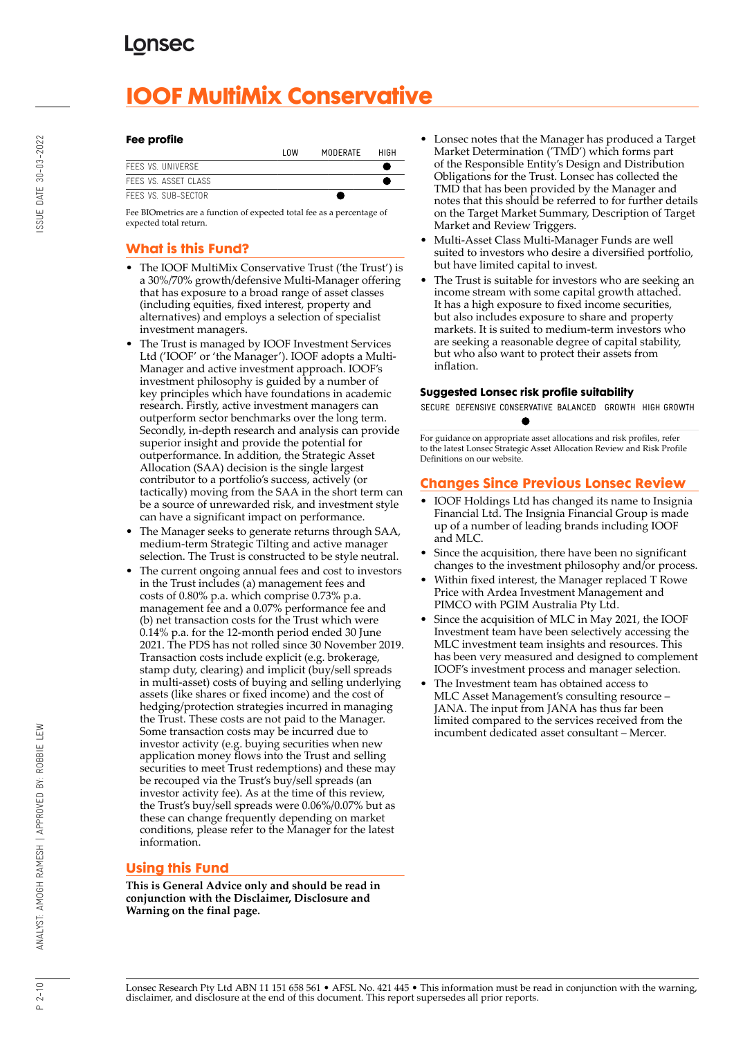# IOOF MultiMix Conservative

### Fee profile

| | LOW | MODERATE | HIGH |
|---|---|---|---|
| FEES VS. UNIVERSE | | | ● |
| FEES VS. ASSET CLASS | | | ● |
| FEES VS. SUB-SECTOR | | ● | |

Fee BIOmetrics are a function of expected total fee as a percentage of expected total return.

## What is this Fund?

- The IOOF MultiMix Conservative Trust ('the Trust') is a 30%/70% growth/defensive Multi-Manager offering that has exposure to a broad range of asset classes (including equities, fixed interest, property and alternatives) and employs a selection of specialist investment managers.
- The Trust is managed by IOOF Investment Services Ltd ('IOOF' or 'the Manager'). IOOF adopts a Multi-Manager and active investment approach. IOOF's investment philosophy is guided by a number of key principles which have foundations in academic research. Firstly, active investment managers can outperform sector benchmarks over the long term. Secondly, in-depth research and analysis can provide superior insight and provide the potential for outperformance. In addition, the Strategic Asset Allocation (SAA) decision is the single largest contributor to a portfolio's success, actively (or tactically) moving from the SAA in the short term can be a source of unrewarded risk, and investment style can have a significant impact on performance.
- The Manager seeks to generate returns through SAA, medium-term Strategic Tilting and active manager selection. The Trust is constructed to be style neutral.
- The current ongoing annual fees and cost to investors in the Trust includes (a) management fees and costs of 0.80% p.a. which comprise 0.73% p.a. management fee and a 0.07% performance fee and (b) net transaction costs for the Trust which were 0.14% p.a. for the 12-month period ended 30 June 2021. The PDS has not rolled since 30 November 2019. Transaction costs include explicit (e.g. brokerage, stamp duty, clearing) and implicit (buy/sell spreads in multi-asset) costs of buying and selling underlying assets (like shares or fixed income) and the cost of hedging/protection strategies incurred in managing the Trust. These costs are not paid to the Manager. Some transaction costs may be incurred due to investor activity (e.g. buying securities when new application money flows into the Trust and selling securities to meet Trust redemptions) and these may be recouped via the Trust's buy/sell spreads (an investor activity fee). As at the time of this review, the Trust's buy/sell spreads were 0.06%/0.07% but as these can change frequently depending on market conditions, please refer to the Manager for the latest information.

## Using this Fund

**This is General Advice only and should be read in conjunction with the Disclaimer, Disclosure and Warning on the final page.**

- Lonsec notes that the Manager has produced a Target Market Determination ('TMD') which forms part of the Responsible Entity's Design and Distribution Obligations for the Trust. Lonsec has collected the TMD that has been provided by the Manager and notes that this should be referred to for further details on the Target Market Summary, Description of Target Market and Review Triggers.
- Multi-Asset Class Multi-Manager Funds are well suited to investors who desire a diversified portfolio, but have limited capital to invest.
- The Trust is suitable for investors who are seeking an income stream with some capital growth attached. It has a high exposure to fixed income securities, but also includes exposure to share and property markets. It is suited to medium-term investors who are seeking a reasonable degree of capital stability, but who also want to protect their assets from inflation.

### Suggested Lonsec risk profile suitability

| SECURE | DEFENSIVE | CONSERVATIVE | BALANCED | GROWTH | HIGH GROWTH |
|---|---|---|---|---|---|
| | | | ● | | |

For guidance on appropriate asset allocations and risk profiles, refer to the latest Lonsec Strategic Asset Allocation Review and Risk Profile Definitions on our website.

## Changes Since Previous Lonsec Review

- IOOF Holdings Ltd has changed its name to Insignia Financial Ltd. The Insignia Financial Group is made up of a number of leading brands including IOOF and MLC.
- Since the acquisition, there have been no significant changes to the investment philosophy and/or process.
- Within fixed interest, the Manager replaced T Rowe Price with Ardea Investment Management and PIMCO with PGIM Australia Pty Ltd.
- Since the acquisition of MLC in May 2021, the IOOF Investment team have been selectively accessing the MLC investment team insights and resources. This has been very measured and designed to complement IOOF's investment process and manager selection.
- The Investment team has obtained access to MLC Asset Management's consulting resource – JANA. The input from JANA has thus far been limited compared to the services received from the incumbent dedicated asset consultant – Mercer.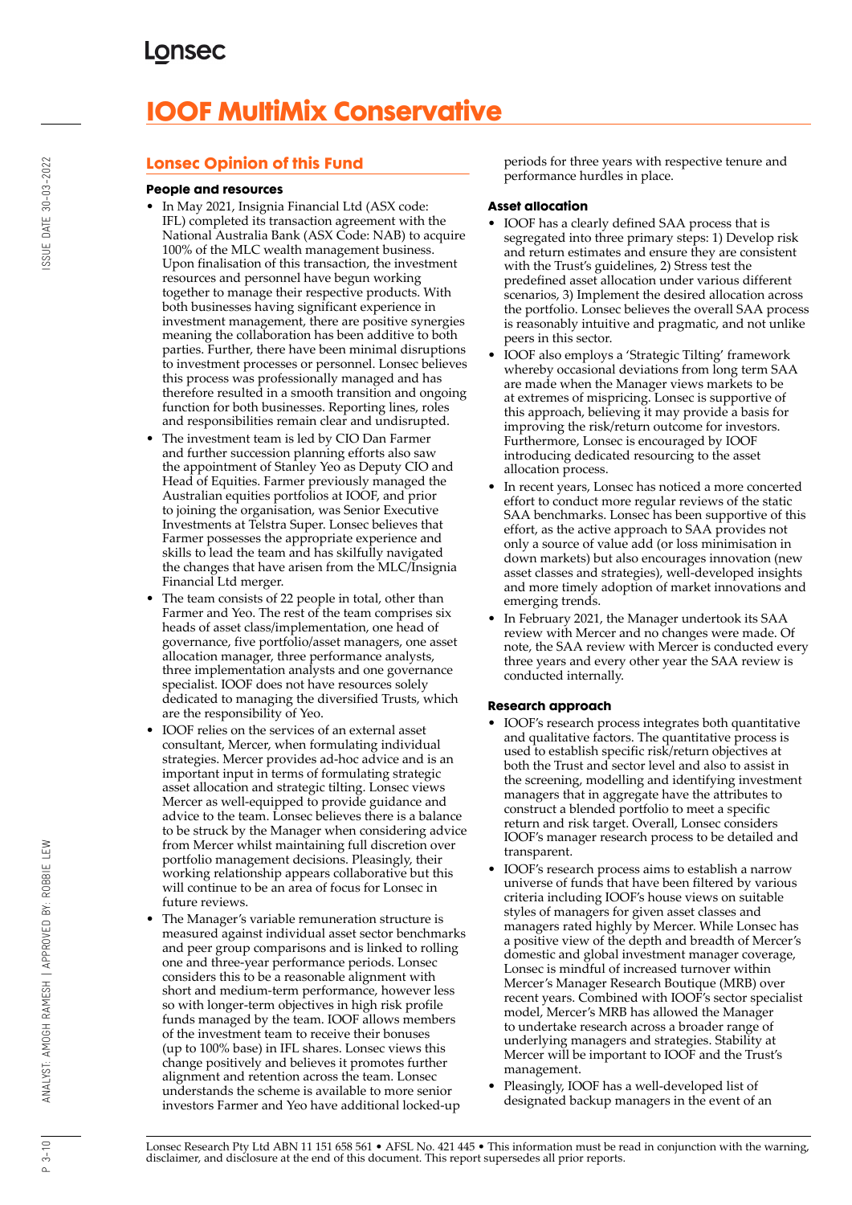# IOOF MultiMix Conservative

## Lonsec Opinion of this Fund

### People and resources

- In May 2021, Insignia Financial Ltd (ASX code: IFL) completed its transaction agreement with the National Australia Bank (ASX Code: NAB) to acquire 100% of the MLC wealth management business. Upon finalisation of this transaction, the investment resources and personnel have begun working together to manage their respective products. With both businesses having significant experience in investment management, there are positive synergies meaning the collaboration has been additive to both parties. Further, there have been minimal disruptions to investment processes or personnel. Lonsec believes this process was professionally managed and has therefore resulted in a smooth transition and ongoing function for both businesses. Reporting lines, roles and responsibilities remain clear and undisrupted.
- The investment team is led by CIO Dan Farmer and further succession planning efforts also saw the appointment of Stanley Yeo as Deputy CIO and Head of Equities. Farmer previously managed the Australian equities portfolios at IOOF, and prior to joining the organisation, was Senior Executive Investments at Telstra Super. Lonsec believes that Farmer possesses the appropriate experience and skills to lead the team and has skilfully navigated the changes that have arisen from the MLC/Insignia Financial Ltd merger.
- The team consists of 22 people in total, other than Farmer and Yeo. The rest of the team comprises six heads of asset class/implementation, one head of governance, five portfolio/asset managers, one asset allocation manager, three performance analysts, three implementation analysts and one governance specialist. IOOF does not have resources solely dedicated to managing the diversified Trusts, which are the responsibility of Yeo.
- IOOF relies on the services of an external asset consultant, Mercer, when formulating individual strategies. Mercer provides ad-hoc advice and is an important input in terms of formulating strategic asset allocation and strategic tilting. Lonsec views Mercer as well-equipped to provide guidance and advice to the team. Lonsec believes there is a balance to be struck by the Manager when considering advice from Mercer whilst maintaining full discretion over portfolio management decisions. Pleasingly, their working relationship appears collaborative but this will continue to be an area of focus for Lonsec in future reviews.
- The Manager's variable remuneration structure is measured against individual asset sector benchmarks and peer group comparisons and is linked to rolling one and three-year performance periods. Lonsec considers this to be a reasonable alignment with short and medium-term performance, however less so with longer-term objectives in high risk profile funds managed by the team. IOOF allows members of the investment team to receive their bonuses (up to 100% base) in IFL shares. Lonsec views this change positively and believes it promotes further alignment and retention across the team. Lonsec understands the scheme is available to more senior investors Farmer and Yeo have additional locked-up periods for three years with respective tenure and performance hurdles in place.

### Asset allocation

- IOOF has a clearly defined SAA process that is segregated into three primary steps: 1) Develop risk and return estimates and ensure they are consistent with the Trust's guidelines, 2) Stress test the predefined asset allocation under various different scenarios, 3) Implement the desired allocation across the portfolio. Lonsec believes the overall SAA process is reasonably intuitive and pragmatic, and not unlike peers in this sector.
- IOOF also employs a 'Strategic Tilting' framework whereby occasional deviations from long term SAA are made when the Manager views markets to be at extremes of mispricing. Lonsec is supportive of this approach, believing it may provide a basis for improving the risk/return outcome for investors. Furthermore, Lonsec is encouraged by IOOF introducing dedicated resourcing to the asset allocation process.
- In recent years, Lonsec has noticed a more concerted effort to conduct more regular reviews of the static SAA benchmarks. Lonsec has been supportive of this effort, as the active approach to SAA provides not only a source of value add (or loss minimisation in down markets) but also encourages innovation (new asset classes and strategies), well-developed insights and more timely adoption of market innovations and emerging trends.
- In February 2021, the Manager undertook its SAA review with Mercer and no changes were made. Of note, the SAA review with Mercer is conducted every three years and every other year the SAA review is conducted internally.

### Research approach

- IOOF's research process integrates both quantitative and qualitative factors. The quantitative process is used to establish specific risk/return objectives at both the Trust and sector level and also to assist in the screening, modelling and identifying investment managers that in aggregate have the attributes to construct a blended portfolio to meet a specific return and risk target. Overall, Lonsec considers IOOF's manager research process to be detailed and transparent.
- IOOF's research process aims to establish a narrow universe of funds that have been filtered by various criteria including IOOF's house views on suitable styles of managers for given asset classes and managers rated highly by Mercer. While Lonsec has a positive view of the depth and breadth of Mercer's domestic and global investment manager coverage, Lonsec is mindful of increased turnover within Mercer's Manager Research Boutique (MRB) over recent years. Combined with IOOF's sector specialist model, Mercer's MRB has allowed the Manager to undertake research across a broader range of underlying managers and strategies. Stability at Mercer will be important to IOOF and the Trust's management.
- Pleasingly, IOOF has a well-developed list of designated backup managers in the event of an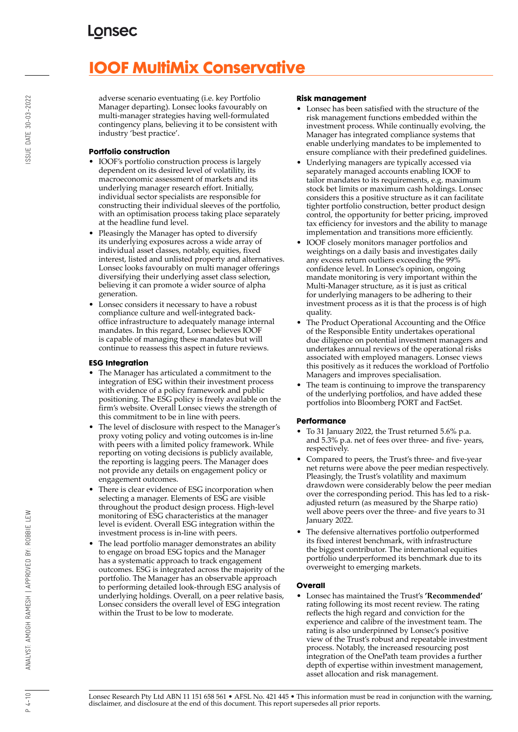adverse scenario eventuating (i.e. key Portfolio Manager departing). Lonsec looks favourably on multi-manager strategies having well-formulated contingency plans, believing it to be consistent with industry 'best practice'.

### Portfolio construction

- IOOF's portfolio construction process is largely dependent on its desired level of volatility, its macroeconomic assessment of markets and its underlying manager research effort. Initially, individual sector specialists are responsible for constructing their individual sleeves of the portfolio, with an optimisation process taking place separately at the headline fund level.
- Pleasingly the Manager has opted to diversify its underlying exposures across a wide array of individual asset classes, notably, equities, fixed interest, listed and unlisted property and alternatives. Lonsec looks favourably on multi manager offerings diversifying their underlying asset class selection, believing it can promote a wider source of alpha generation.
- Lonsec considers it necessary to have a robust compliance culture and well-integrated back-office infrastructure to adequately manage internal mandates. In this regard, Lonsec believes IOOF is capable of managing these mandates but will continue to reassess this aspect in future reviews.

### ESG Integration

- The Manager has articulated a commitment to the integration of ESG within their investment process with evidence of a policy framework and public positioning. The ESG policy is freely available on the firm's website. Overall Lonsec views the strength of this commitment to be in line with peers.
- The level of disclosure with respect to the Manager's proxy voting policy and voting outcomes is in-line with peers with a limited policy framework. While reporting on voting decisions is publicly available, the reporting is lagging peers. The Manager does not provide any details on engagement policy or engagement outcomes.
- There is clear evidence of ESG incorporation when selecting a manager. Elements of ESG are visible throughout the product design process. High-level monitoring of ESG characteristics at the manager level is evident. Overall ESG integration within the investment process is in-line with peers.
- The lead portfolio manager demonstrates an ability to engage on broad ESG topics and the Manager has a systematic approach to track engagement outcomes. ESG is integrated across the majority of the portfolio. The Manager has an observable approach to performing detailed look-through ESG analysis of underlying holdings. Overall, on a peer relative basis, Lonsec considers the overall level of ESG integration within the Trust to be low to moderate.

### Risk management

- Lonsec has been satisfied with the structure of the risk management functions embedded within the investment process. While continually evolving, the Manager has integrated compliance systems that enable underlying mandates to be implemented to ensure compliance with their predefined guidelines.
- Underlying managers are typically accessed via separately managed accounts enabling IOOF to tailor mandates to its requirements, e.g. maximum stock bet limits or maximum cash holdings. Lonsec considers this a positive structure as it can facilitate tighter portfolio construction, better product design control, the opportunity for better pricing, improved tax efficiency for investors and the ability to manage implementation and transitions more efficiently.
- IOOF closely monitors manager portfolios and weightings on a daily basis and investigates daily any excess return outliers exceeding the 99% confidence level. In Lonsec's opinion, ongoing mandate monitoring is very important within the Multi-Manager structure, as it is just as critical for underlying managers to be adhering to their investment process as it is that the process is of high quality.
- The Product Operational Accounting and the Office of the Responsible Entity undertakes operational due diligence on potential investment managers and undertakes annual reviews of the operational risks associated with employed managers. Lonsec views this positively as it reduces the workload of Portfolio Managers and improves specialisation.
- The team is continuing to improve the transparency of the underlying portfolios, and have added these portfolios into Bloomberg PORT and FactSet.

### Performance

- To 31 January 2022, the Trust returned 5.6% p.a. and 5.3% p.a. net of fees over three- and five- years, respectively.
- Compared to peers, the Trust's three- and five-year net returns were above the peer median respectively. Pleasingly, the Trust's volatility and maximum drawdown were considerably below the peer median over the corresponding period. This has led to a risk-adjusted return (as measured by the Sharpe ratio) well above peers over the three- and five years to 31 January 2022.
- The defensive alternatives portfolio outperformed its fixed interest benchmark, with infrastructure the biggest contributor. The international equities portfolio underperformed its benchmark due to its overweight to emerging markets.

### Overall

- Lonsec has maintained the Trust's **'Recommended'** rating following its most recent review. The rating reflects the high regard and conviction for the experience and calibre of the investment team. The rating is also underpinned by Lonsec's positive view of the Trust's robust and repeatable investment process. Notably, the increased resourcing post integration of the OnePath team provides a further depth of expertise within investment management, asset allocation and risk management.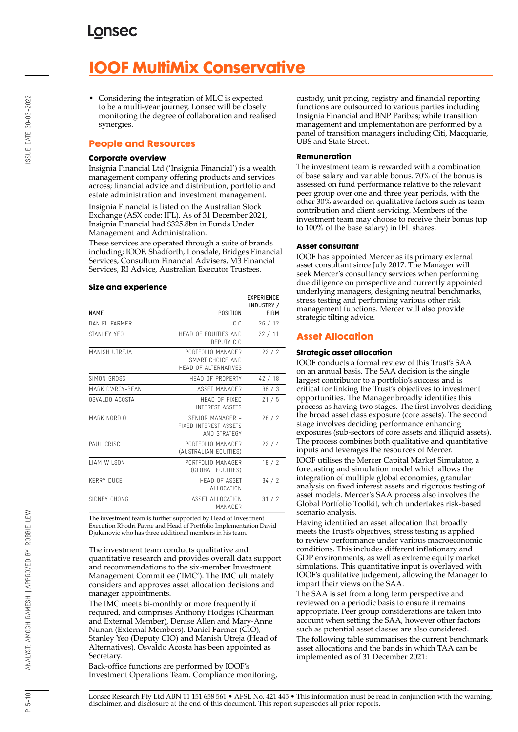# IOOF MultiMix Conservative

- Considering the integration of MLC is expected to be a multi-year journey, Lonsec will be closely monitoring the degree of collaboration and realised synergies.

## People and Resources

### Corporate overview

Insignia Financial Ltd ('Insignia Financial') is a wealth management company offering products and services across; financial advice and distribution, portfolio and estate administration and investment management.

Insignia Financial is listed on the Australian Stock Exchange (ASX code: IFL). As of 31 December 2021, Insignia Financial had $325.8bn in Funds Under Management and Administration.

These services are operated through a suite of brands including; IOOF, Shadforth, Lonsdale, Bridges Financial Services, Consultum Financial Advisers, M3 Financial Services, RI Advice, Australian Executor Trustees.

### Size and experience

| NAME | POSITION | EXPERIENCE INDUSTRY / FIRM |
|---|---|---|
| DANIEL FARMER | CIO | 26 / 12 |
| STANLEY YEO | HEAD OF EQUITIES AND DEPUTY CIO | 22 / 11 |
| MANISH UTREJA | PORTFOLIO MANAGER SMART CHOICE AND HEAD OF ALTERNATIVES | 22 / 2 |
| SIMON GROSS | HEAD OF PROPERTY | 42 / 18 |
| MARK D'ARCY-BEAN | ASSET MANAGER | 36 / 3 |
| OSVALDO ACOSTA | HEAD OF FIXED INTEREST ASSETS | 21 / 5 |
| MARK NORDIO | SENIOR MANAGER – FIXED INTEREST ASSETS AND STRATEGY | 28 / 2 |
| PAUL CRISCI | PORTFOLIO MANAGER (AUSTRALIAN EQUITIES) | 22 / 4 |
| LIAM WILSON | PORTFOLIO MANAGER (GLOBAL EQUITIES) | 18 / 2 |
| KERRY DUCE | HEAD OF ASSET ALLOCATION | 34 / 2 |
| SIDNEY CHONG | ASSET ALLOCATION MANAGER | 31 / 2 |

The investment team is further supported by Head of Investment Execution Rhodri Payne and Head of Portfolio Implementation David Djukanovic who has three additional members in his team.

The investment team conducts qualitative and quantitative research and provides overall data support and recommendations to the six-member Investment Management Committee ('IMC'). The IMC ultimately considers and approves asset allocation decisions and manager appointments.

The IMC meets bi-monthly or more frequently if required, and comprises Anthony Hodges (Chairman and External Member), Denise Allen and Mary-Anne Nunan (External Members). Daniel Farmer (CIO), Stanley Yeo (Deputy CIO) and Manish Utreja (Head of Alternatives). Osvaldo Acosta has been appointed as Secretary.

Back-office functions are performed by IOOF's Investment Operations Team. Compliance monitoring, custody, unit pricing, registry and financial reporting functions are outsourced to various parties including Insignia Financial and BNP Paribas; while transition management and implementation are performed by a panel of transition managers including Citi, Macquarie, UBS and State Street.

### Remuneration

The investment team is rewarded with a combination of base salary and variable bonus. 70% of the bonus is assessed on fund performance relative to the relevant peer group over one and three year periods, with the other 30% awarded on qualitative factors such as team contribution and client servicing. Members of the investment team may choose to receive their bonus (up to 100% of the base salary) in IFL shares.

### Asset consultant

IOOF has appointed Mercer as its primary external asset consultant since July 2017. The Manager will seek Mercer's consultancy services when performing due diligence on prospective and currently appointed underlying managers, designing neutral benchmarks, stress testing and performing various other risk management functions. Mercer will also provide strategic tilting advice.

## Asset Allocation

### Strategic asset allocation

IOOF conducts a formal review of this Trust's SAA on an annual basis. The SAA decision is the single largest contributor to a portfolio's success and is critical for linking the Trust's objectives to investment opportunities. The Manager broadly identifies this process as having two stages. The first involves deciding the broad asset class exposure (core assets). The second stage involves deciding performance enhancing exposures (sub-sectors of core assets and illiquid assets). The process combines both qualitative and quantitative inputs and leverages the resources of Mercer.

IOOF utilises the Mercer Capital Market Simulator, a forecasting and simulation model which allows the integration of multiple global economies, granular analysis on fixed interest assets and rigorous testing of asset models. Mercer's SAA process also involves the Global Portfolio Toolkit, which undertakes risk-based scenario analysis.

Having identified an asset allocation that broadly meets the Trust's objectives, stress testing is applied to review performance under various macroeconomic conditions. This includes different inflationary and GDP environments, as well as extreme equity market simulations. This quantitative input is overlayed with IOOF's qualitative judgement, allowing the Manager to impart their views on the SAA.

The SAA is set from a long term perspective and reviewed on a periodic basis to ensure it remains appropriate. Peer group considerations are taken into account when setting the SAA, however other factors such as potential asset classes are also considered.

The following table summarises the current benchmark asset allocations and the bands in which TAA can be implemented as of 31 December 2021: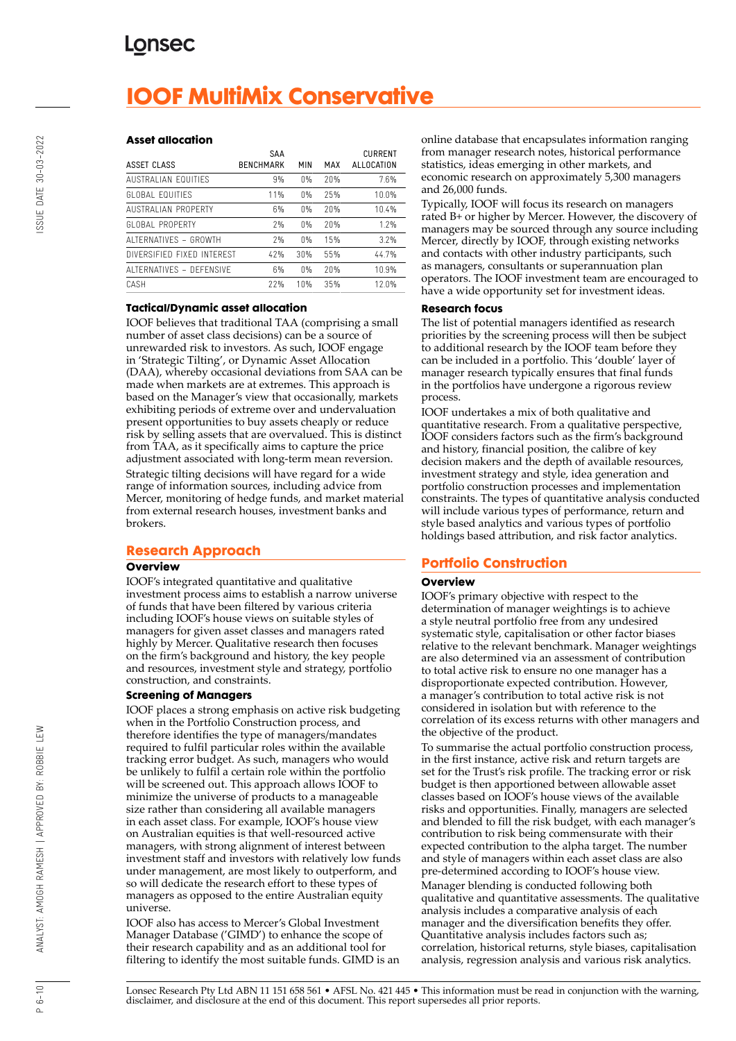# IOOF MultiMix Conservative

### Asset allocation

| ASSET CLASS | SAA BENCHMARK | MIN | MAX | CURRENT ALLOCATION |
|---|---|---|---|---|
| AUSTRALIAN EQUITIES | 9% | 0% | 20% | 7.6% |
| GLOBAL EQUITIES | 11% | 0% | 25% | 10.0% |
| AUSTRALIAN PROPERTY | 6% | 0% | 20% | 10.4% |
| GLOBAL PROPERTY | 2% | 0% | 20% | 1.2% |
| ALTERNATIVES – GROWTH | 2% | 0% | 15% | 3.2% |
| DIVERSIFIED FIXED INTEREST | 42% | 30% | 55% | 44.7% |
| ALTERNATIVES – DEFENSIVE | 6% | 0% | 20% | 10.9% |
| CASH | 22% | 10% | 35% | 12.0% |

### Tactical/Dynamic asset allocation

IOOF believes that traditional TAA (comprising a small number of asset class decisions) can be a source of unrewarded risk to investors. As such, IOOF engage in 'Strategic Tilting', or Dynamic Asset Allocation (DAA), whereby occasional deviations from SAA can be made when markets are at extremes. This approach is based on the Manager's view that occasionally, markets exhibiting periods of extreme over and undervaluation present opportunities to buy assets cheaply or reduce risk by selling assets that are overvalued. This is distinct from TAA, as it specifically aims to capture the price adjustment associated with long-term mean reversion.

Strategic tilting decisions will have regard for a wide range of information sources, including advice from Mercer, monitoring of hedge funds, and market material from external research houses, investment banks and brokers.

## Research Approach

### Overview

IOOF's integrated quantitative and qualitative investment process aims to establish a narrow universe of funds that have been filtered by various criteria including IOOF's house views on suitable styles of managers for given asset classes and managers rated highly by Mercer. Qualitative research then focuses on the firm's background and history, the key people and resources, investment style and strategy, portfolio construction, and constraints.

### Screening of Managers

IOOF places a strong emphasis on active risk budgeting when in the Portfolio Construction process, and therefore identifies the type of managers/mandates required to fulfil particular roles within the available tracking error budget. As such, managers who would be unlikely to fulfil a certain role within the portfolio will be screened out. This approach allows IOOF to minimize the universe of products to a manageable size rather than considering all available managers in each asset class. For example, IOOF's house view on Australian equities is that well-resourced active managers, with strong alignment of interest between investment staff and investors with relatively low funds under management, are most likely to outperform, and so will dedicate the research effort to these types of managers as opposed to the entire Australian equity universe.

IOOF also has access to Mercer's Global Investment Manager Database ('GIMD') to enhance the scope of their research capability and as an additional tool for filtering to identify the most suitable funds. GIMD is an online database that encapsulates information ranging from manager research notes, historical performance statistics, ideas emerging in other markets, and economic research on approximately 5,300 managers and 26,000 funds.

Typically, IOOF will focus its research on managers rated B+ or higher by Mercer. However, the discovery of managers may be sourced through any source including Mercer, directly by IOOF, through existing networks and contacts with other industry participants, such as managers, consultants or superannuation plan operators. The IOOF investment team are encouraged to have a wide opportunity set for investment ideas.

### Research focus

The list of potential managers identified as research priorities by the screening process will then be subject to additional research by the IOOF team before they can be included in a portfolio. This 'double' layer of manager research typically ensures that final funds in the portfolios have undergone a rigorous review process.

IOOF undertakes a mix of both qualitative and quantitative research. From a qualitative perspective, IOOF considers factors such as the firm's background and history, financial position, the calibre of key decision makers and the depth of available resources, investment strategy and style, idea generation and portfolio construction processes and implementation constraints. The types of quantitative analysis conducted will include various types of performance, return and style based analytics and various types of portfolio holdings based attribution, and risk factor analytics.

## Portfolio Construction

### Overview

IOOF's primary objective with respect to the determination of manager weightings is to achieve a style neutral portfolio free from any undesired systematic style, capitalisation or other factor biases relative to the relevant benchmark. Manager weightings are also determined via an assessment of contribution to total active risk to ensure no one manager has a disproportionate expected contribution. However, a manager's contribution to total active risk is not considered in isolation but with reference to the correlation of its excess returns with other managers and the objective of the product.

To summarise the actual portfolio construction process, in the first instance, active risk and return targets are set for the Trust's risk profile. The tracking error or risk budget is then apportioned between allowable asset classes based on IOOF's house views of the available risks and opportunities. Finally, managers are selected and blended to fill the risk budget, with each manager's contribution to risk being commensurate with their expected contribution to the alpha target. The number and style of managers within each asset class are also pre-determined according to IOOF's house view.

Manager blending is conducted following both qualitative and quantitative assessments. The qualitative analysis includes a comparative analysis of each manager and the diversification benefits they offer. Quantitative analysis includes factors such as; correlation, historical returns, style biases, capitalisation analysis, regression analysis and various risk analytics.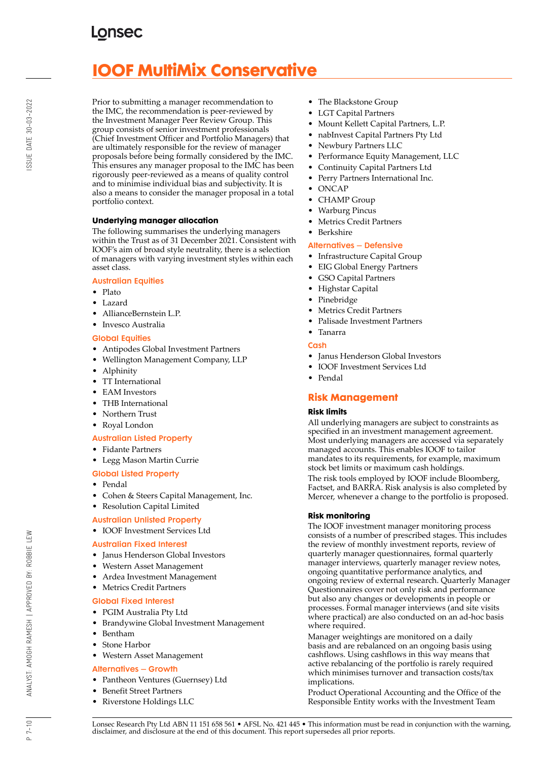# IOOF MultiMix Conservative

Prior to submitting a manager recommendation to the IMC, the recommendation is peer-reviewed by the Investment Manager Peer Review Group. This group consists of senior investment professionals (Chief Investment Officer and Portfolio Managers) that are ultimately responsible for the review of manager proposals before being formally considered by the IMC. This ensures any manager proposal to the IMC has been rigorously peer-reviewed as a means of quality control and to minimise individual bias and subjectivity. It is also a means to consider the manager proposal in a total portfolio context.

### Underlying manager allocation

The following summarises the underlying managers within the Trust as of 31 December 2021. Consistent with IOOF's aim of broad style neutrality, there is a selection of managers with varying investment styles within each asset class.

#### Australian Equities

- Plato
- Lazard
- AllianceBernstein L.P.
- Invesco Australia

#### Global Equities

- Antipodes Global Investment Partners
- Wellington Management Company, LLP
- Alphinity
- TT International
- EAM Investors
- THB International
- Northern Trust
- Royal London

#### Australian Listed Property

- Fidante Partners
- Legg Mason Martin Currie

#### Global Listed Property

- Pendal
- Cohen & Steers Capital Management, Inc.
- Resolution Capital Limited

#### Australian Unlisted Property

- IOOF Investment Services Ltd

#### Australian Fixed Interest

- Janus Henderson Global Investors
- Western Asset Management
- Ardea Investment Management
- Metrics Credit Partners

#### Global Fixed Interest

- PGIM Australia Pty Ltd
- Brandywine Global Investment Management
- Bentham
- Stone Harbor
- Western Asset Management

#### Alternatives – Growth

- Pantheon Ventures (Guernsey) Ltd
- Benefit Street Partners
- Riverstone Holdings LLC
- The Blackstone Group
- LGT Capital Partners
- Mount Kellett Capital Partners, L.P.
- nabInvest Capital Partners Pty Ltd
- Newbury Partners LLC
- Performance Equity Management, LLC
- Continuity Capital Partners Ltd
- Perry Partners International Inc.
- ONCAP
- CHAMP Group
- Warburg Pincus
- Metrics Credit Partners
- Berkshire

#### Alternatives – Defensive

- Infrastructure Capital Group
- EIG Global Energy Partners
- GSO Capital Partners
- Highstar Capital
- Pinebridge
- Metrics Credit Partners
- Palisade Investment Partners
- Tanarra

#### Cash

- Janus Henderson Global Investors
- IOOF Investment Services Ltd
- Pendal

## Risk Management

### Risk limits

All underlying managers are subject to constraints as specified in an investment management agreement. Most underlying managers are accessed via separately managed accounts. This enables IOOF to tailor mandates to its requirements, for example, maximum stock bet limits or maximum cash holdings.

The risk tools employed by IOOF include Bloomberg, Factset, and BARRA. Risk analysis is also completed by Mercer, whenever a change to the portfolio is proposed.

### Risk monitoring

The IOOF investment manager monitoring process consists of a number of prescribed stages. This includes the review of monthly investment reports, review of quarterly manager questionnaires, formal quarterly manager interviews, quarterly manager review notes, ongoing quantitative performance analytics, and ongoing review of external research. Quarterly Manager Questionnaires cover not only risk and performance but also any changes or developments in people or processes. Formal manager interviews (and site visits where practical) are also conducted on an ad-hoc basis where required.

Manager weightings are monitored on a daily basis and are rebalanced on an ongoing basis using cashflows. Using cashflows in this way means that active rebalancing of the portfolio is rarely required which minimises turnover and transaction costs/tax implications.

Product Operational Accounting and the Office of the Responsible Entity works with the Investment Team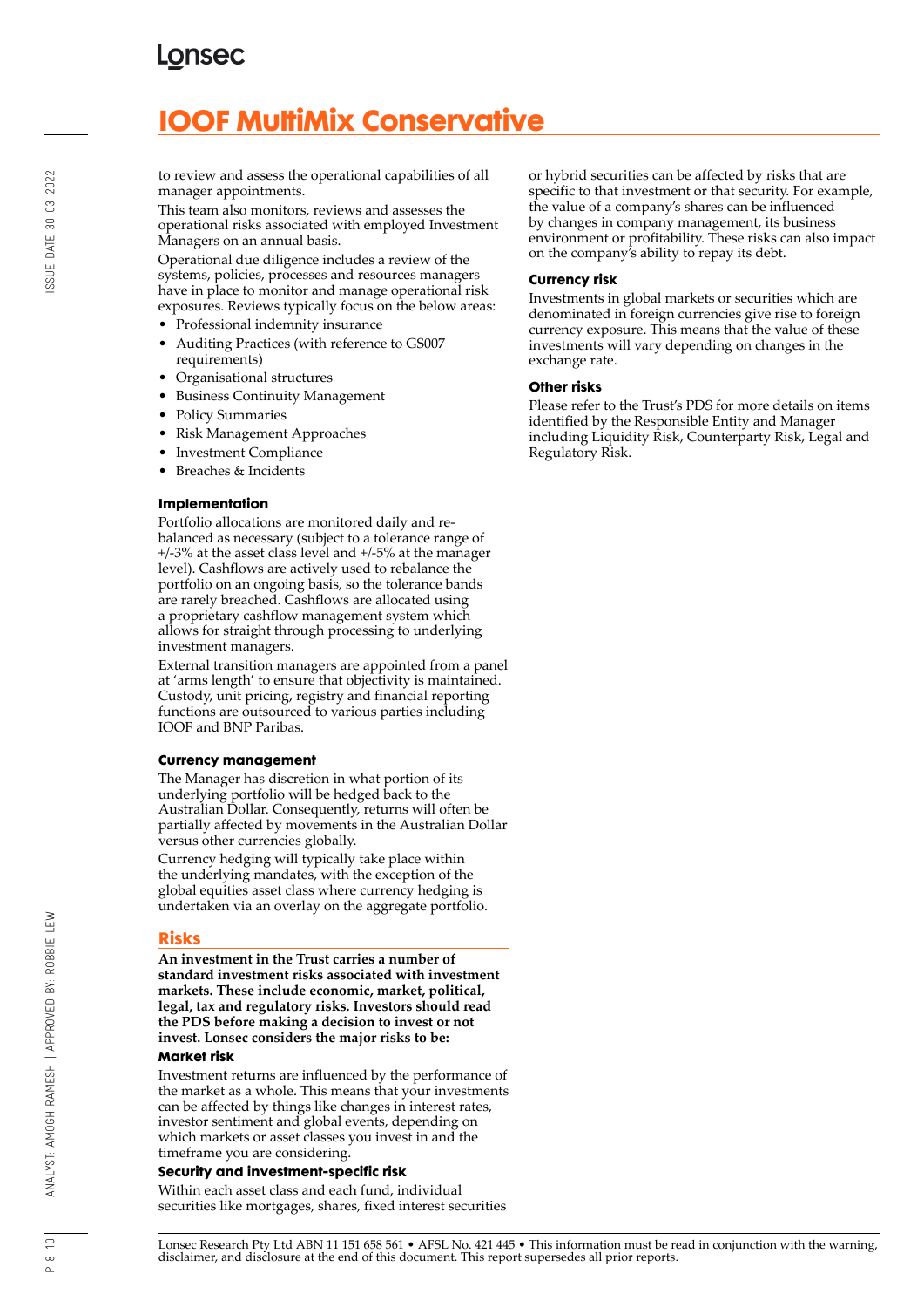to review and assess the operational capabilities of all manager appointments.

This team also monitors, reviews and assesses the operational risks associated with employed Investment Managers on an annual basis.

Operational due diligence includes a review of the systems, policies, processes and resources managers have in place to monitor and manage operational risk exposures. Reviews typically focus on the below areas:

- Professional indemnity insurance
- Auditing Practices (with reference to GS007 requirements)
- Organisational structures
- Business Continuity Management
- Policy Summaries
- Risk Management Approaches
- Investment Compliance
- Breaches & Incidents

### Implementation

Portfolio allocations are monitored daily and re-balanced as necessary (subject to a tolerance range of +/-3% at the asset class level and +/-5% at the manager level). Cashflows are actively used to rebalance the portfolio on an ongoing basis, so the tolerance bands are rarely breached. Cashflows are allocated using a proprietary cashflow management system which allows for straight through processing to underlying investment managers.

External transition managers are appointed from a panel at 'arms length' to ensure that objectivity is maintained. Custody, unit pricing, registry and financial reporting functions are outsourced to various parties including IOOF and BNP Paribas.

### Currency management

The Manager has discretion in what portion of its underlying portfolio will be hedged back to the Australian Dollar. Consequently, returns will often be partially affected by movements in the Australian Dollar versus other currencies globally.

Currency hedging will typically take place within the underlying mandates, with the exception of the global equities asset class where currency hedging is undertaken via an overlay on the aggregate portfolio.

## Risks

**An investment in the Trust carries a number of standard investment risks associated with investment markets. These include economic, market, political, legal, tax and regulatory risks. Investors should read the PDS before making a decision to invest or not invest. Lonsec considers the major risks to be:**

### Market risk

Investment returns are influenced by the performance of the market as a whole. This means that your investments can be affected by things like changes in interest rates, investor sentiment and global events, depending on which markets or asset classes you invest in and the timeframe you are considering.

### Security and investment-specific risk

Within each asset class and each fund, individual securities like mortgages, shares, fixed interest securities or hybrid securities can be affected by risks that are specific to that investment or that security. For example, the value of a company's shares can be influenced by changes in company management, its business environment or profitability. These risks can also impact on the company's ability to repay its debt.

### Currency risk

Investments in global markets or securities which are denominated in foreign currencies give rise to foreign currency exposure. This means that the value of these investments will vary depending on changes in the exchange rate.

### Other risks

Please refer to the Trust's PDS for more details on items identified by the Responsible Entity and Manager including Liquidity Risk, Counterparty Risk, Legal and Regulatory Risk.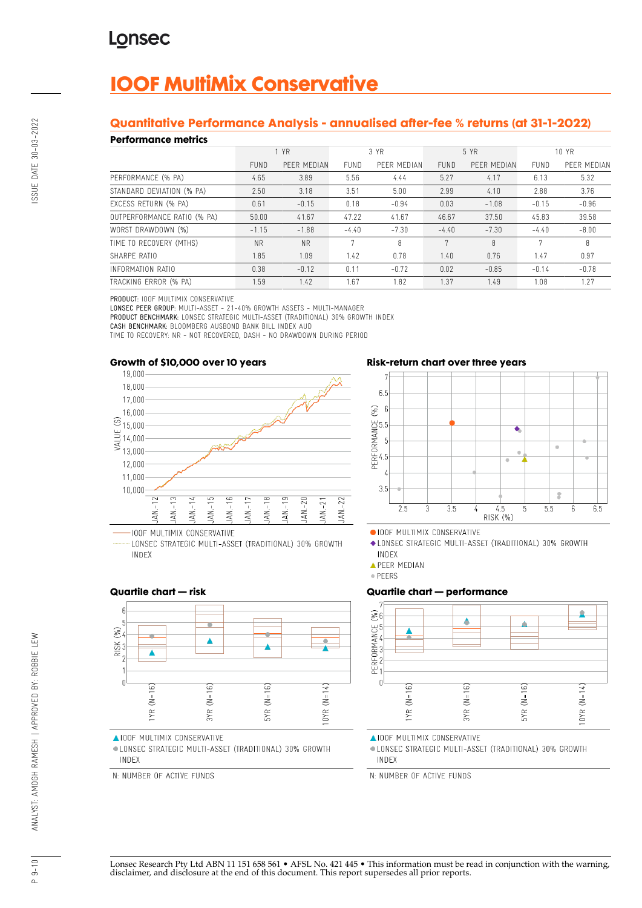# IOOF MultiMix Conservative

## Quantitative Performance Analysis - annualised after-fee % returns (at 31-1-2022)

### Performance metrics

| | 1 YR | | 3 YR | | 5 YR | | 10 YR | |
|---|---|---|---|---|---|---|---|---|
| | FUND | PEER MEDIAN | FUND | PEER MEDIAN | FUND | PEER MEDIAN | FUND | PEER MEDIAN |
| PERFORMANCE (% PA) | 4.65 | 3.89 | 5.56 | 4.44 | 5.27 | 4.17 | 6.13 | 5.32 |
| STANDARD DEVIATION (% PA) | 2.50 | 3.18 | 3.51 | 5.00 | 2.99 | 4.10 | 2.88 | 3.76 |
| EXCESS RETURN (% PA) | 0.61 | -0.15 | 0.18 | -0.94 | 0.03 | -1.08 | -0.15 | -0.96 |
| OUTPERFORMANCE RATIO (% PA) | 50.00 | 41.67 | 47.22 | 41.67 | 46.67 | 37.50 | 45.83 | 39.58 |
| WORST DRAWDOWN (%) | -1.15 | -1.88 | -4.40 | -7.30 | -4.40 | -7.30 | -4.40 | -8.00 |
| TIME TO RECOVERY (MTHS) | NR | NR | 7 | 8 | 7 | 8 | 7 | 8 |
| SHARPE RATIO | 1.85 | 1.09 | 1.42 | 0.78 | 1.40 | 0.76 | 1.47 | 0.97 |
| INFORMATION RATIO | 0.38 | -0.12 | 0.11 | -0.72 | 0.02 | -0.85 | -0.14 | -0.78 |
| TRACKING ERROR (% PA) | 1.59 | 1.42 | 1.67 | 1.82 | 1.37 | 1.49 | 1.08 | 1.27 |

**PRODUCT:** IOOF MULTIMIX CONSERVATIVE
**LONSEC PEER GROUP:** MULTI-ASSET - 21-40% GROWTH ASSETS - MULTI-MANAGER
**PRODUCT BENCHMARK:** LONSEC STRATEGIC MULTI-ASSET (TRADITIONAL) 30% GROWTH INDEX
**CASH BENCHMARK:** BLOOMBERG AUSBOND BANK BILL INDEX AUD
TIME TO RECOVERY: NR - NOT RECOVERED, DASH - NO DRAWDOWN DURING PERIOD

### Growth of $10,000 over 10 years

IOOF MULTIMIX CONSERVATIVE
LONSEC STRATEGIC MULTI-ASSET (TRADITIONAL) 30% GROWTH INDEX

### Risk-return chart over three years

IOOF MULTIMIX CONSERVATIVE
LONSEC STRATEGIC MULTI-ASSET (TRADITIONAL) 30% GROWTH INDEX
PEER MEDIAN
PEERS

### Quartile chart — risk

IOOF MULTIMIX CONSERVATIVE
LONSEC STRATEGIC MULTI-ASSET (TRADITIONAL) 30% GROWTH INDEX

N: NUMBER OF ACTIVE FUNDS

### Quartile chart — performance

IOOF MULTIMIX CONSERVATIVE
LONSEC STRATEGIC MULTI-ASSET (TRADITIONAL) 30% GROWTH INDEX

N: NUMBER OF ACTIVE FUNDS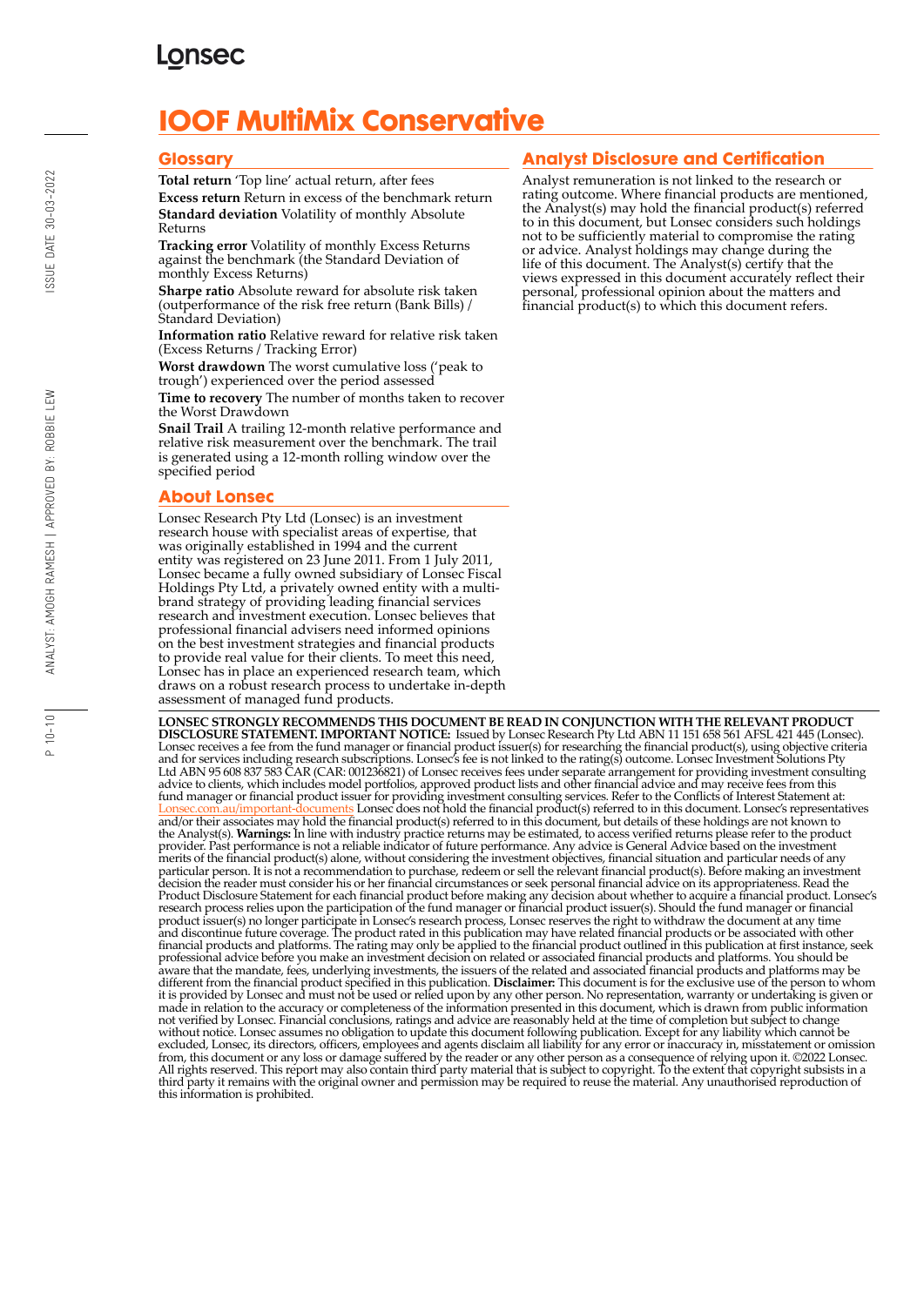# IOOF MultiMix Conservative

## Glossary

**Total return** 'Top line' actual return, after fees

**Excess return** Return in excess of the benchmark return

**Standard deviation** Volatility of monthly Absolute Returns

**Tracking error** Volatility of monthly Excess Returns against the benchmark (the Standard Deviation of monthly Excess Returns)

**Sharpe ratio** Absolute reward for absolute risk taken (outperformance of the risk free return (Bank Bills) / Standard Deviation)

**Information ratio** Relative reward for relative risk taken (Excess Returns / Tracking Error)

**Worst drawdown** The worst cumulative loss ('peak to trough') experienced over the period assessed

**Time to recovery** The number of months taken to recover the Worst Drawdown

**Snail Trail** A trailing 12-month relative performance and relative risk measurement over the benchmark. The trail is generated using a 12-month rolling window over the specified period

## About Lonsec

Lonsec Research Pty Ltd (Lonsec) is an investment research house with specialist areas of expertise, that was originally established in 1994 and the current entity was registered on 23 June 2011. From 1 July 2011, Lonsec became a fully owned subsidiary of Lonsec Fiscal Holdings Pty Ltd, a privately owned entity with a multi-brand strategy of providing leading financial services research and investment execution. Lonsec believes that professional financial advisers need informed opinions on the best investment strategies and financial products to provide real value for their clients. To meet this need, Lonsec has in place an experienced research team, which draws on a robust research process to undertake in-depth assessment of managed fund products.

## Analyst Disclosure and Certification

Analyst remuneration is not linked to the research or rating outcome. Where financial products are mentioned, the Analyst(s) may hold the financial product(s) referred to in this document, but Lonsec considers such holdings not to be sufficiently material to compromise the rating or advice. Analyst holdings may change during the life of this document. The Analyst(s) certify that the views expressed in this document accurately reflect their personal, professional opinion about the matters and financial product(s) to which this document refers.

**LONSEC STRONGLY RECOMMENDS THIS DOCUMENT BE READ IN CONJUNCTION WITH THE RELEVANT PRODUCT DISCLOSURE STATEMENT. IMPORTANT NOTICE:** Issued by Lonsec Research Pty Ltd ABN 11 151 658 561 AFSL 421 445 (Lonsec). Lonsec receives a fee from the fund manager or financial product issuer(s) for researching the financial product(s), using objective criteria and for services including research subscriptions. Lonsec's fee is not linked to the rating(s) outcome. Lonsec Investment Solutions Pty Ltd ABN 95 608 837 583 CAR (CAR: 001236821) of Lonsec receives fees under separate arrangement for providing investment consulting advice to clients, which includes model portfolios, approved product lists and other financial advice and may receive fees from this fund manager or financial product issuer for providing investment consulting services. Refer to the Conflicts of Interest Statement at: Lonsec.com.au/important-documents Lonsec does not hold the financial product(s) referred to in this document. Lonsec's representatives and/or their associates may hold the financial product(s) referred to in this document, but details of these holdings are not known to the Analyst(s). **Warnings:** In line with industry practice returns may be estimated, to access verified returns please refer to the product provider. Past performance is not a reliable indicator of future performance. Any advice is General Advice based on the investment merits of the financial product(s) alone, without considering the investment objectives, financial situation and particular needs of any particular person. It is not a recommendation to purchase, redeem or sell the relevant financial product(s). Before making an investment decision the reader must consider his or her financial circumstances or seek personal financial advice on its appropriateness. Read the Product Disclosure Statement for each financial product before making any decision about whether to acquire a financial product. Lonsec's research process relies upon the participation of the fund manager or financial product issuer(s). Should the fund manager or financial product issuer(s) no longer participate in Lonsec's research process, Lonsec reserves the right to withdraw the document at any time and discontinue future coverage. The product rated in this publication may have related financial products or be associated with other financial products and platforms. The rating may only be applied to the financial product outlined in this publication at first instance, seek professional advice before you make an investment decision on related or associated financial products and platforms. You should be aware that the mandate, fees, underlying investments, the issuers of the related and associated financial products and platforms may be different from the financial product specified in this publication. **Disclaimer:** This document is for the exclusive use of the person to whom it is provided by Lonsec and must not be used or relied upon by any other person. No representation, warranty or undertaking is given or made in relation to the accuracy or completeness of the information presented in this document, which is drawn from public information not verified by Lonsec. Financial conclusions, ratings and advice are reasonably held at the time of completion but subject to change without notice. Lonsec assumes no obligation to update this document following publication. Except for any liability which cannot be excluded, Lonsec, its directors, officers, employees and agents disclaim all liability for any error or inaccuracy in, misstatement or omission from, this document or any loss or damage suffered by the reader or any other person as a consequence of relying upon it. ©2022 Lonsec. All rights reserved. This report may also contain third party material that is subject to copyright. To the extent that copyright subsists in a third party it remains with the original owner and permission may be required to reuse the material. Any unauthorised reproduction of this information is prohibited.